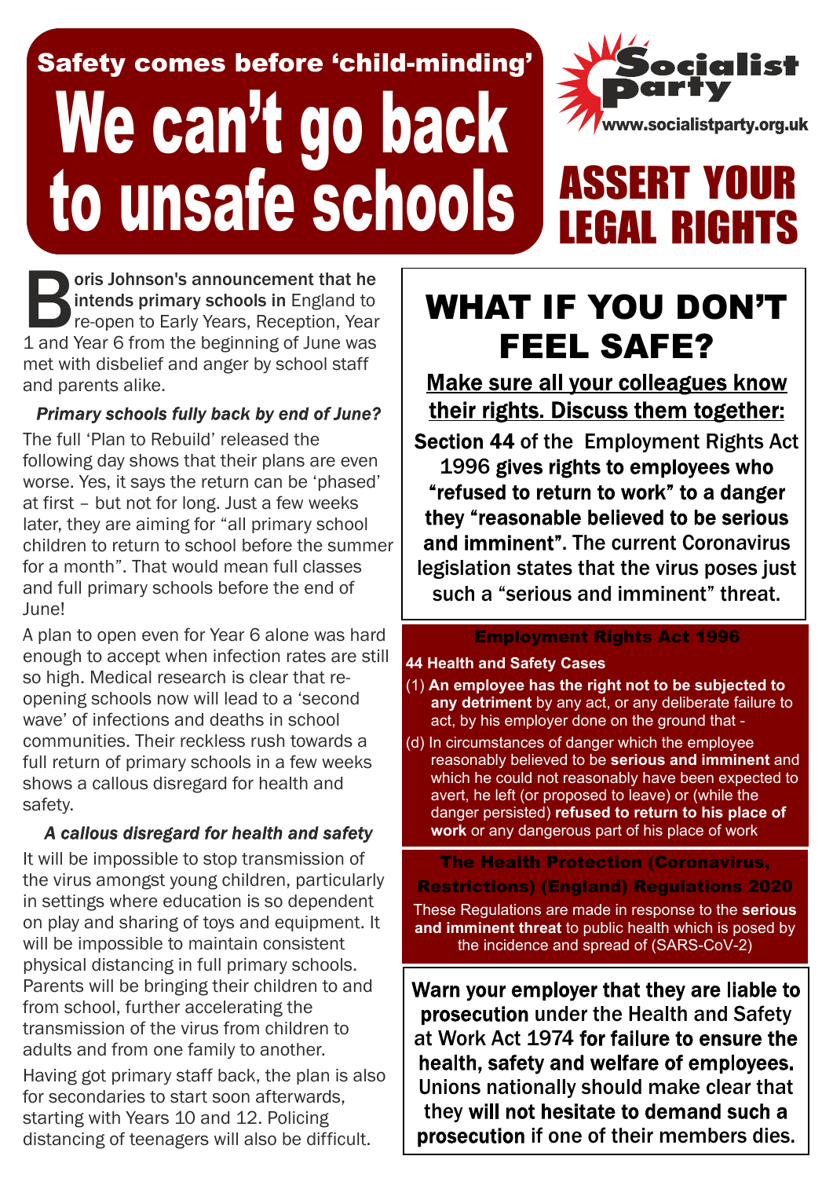Safety comes before 'child-minding'

# We can't go back to unsafe schools

Socialist Party
www.socialistparty.org.uk

# ASSERT YOUR LEGAL RIGHTS

**Boris Johnson's announcement that he intends primary schools in** England to re-open to Early Years, Reception, Year 1 and Year 6 from the beginning of June was met with disbelief and anger by school staff and parents alike.

### *Primary schools fully back by end of June?*

The full 'Plan to Rebuild' released the following day shows that their plans are even worse. Yes, it says the return can be 'phased' at first – but not for long. Just a few weeks later, they are aiming for "all primary school children to return to school before the summer for a month". That would mean full classes and full primary schools before the end of June!

A plan to open even for Year 6 alone was hard enough to accept when infection rates are still so high. Medical research is clear that re-opening schools now will lead to a 'second wave' of infections and deaths in school communities. Their reckless rush towards a full return of primary schools in a few weeks shows a callous disregard for health and safety.

### *A callous disregard for health and safety*

It will be impossible to stop transmission of the virus amongst young children, particularly in settings where education is so dependent on play and sharing of toys and equipment. It will be impossible to maintain consistent physical distancing in full primary schools. Parents will be bringing their children to and from school, further accelerating the transmission of the virus from children to adults and from one family to another.

Having got primary staff back, the plan is also for secondaries to start soon afterwards, starting with Years 10 and 12. Policing distancing of teenagers will also be difficult.

## WHAT IF YOU DON'T FEEL SAFE?

**Make sure all your colleagues know their rights. Discuss them together:**

**Section 44** of the Employment Rights Act 1996 **gives rights to employees who "refused to return to work" to a danger they "reasonable believed to be serious and imminent".** The current Coronavirus legislation states that the virus poses just such a "serious and imminent" threat.

### Employment Rights Act 1996

**44 Health and Safety Cases**

(1) **An employee has the right not to be subjected to any detriment** by any act, or any deliberate failure to act, by his employer done on the ground that -

(d) In circumstances of danger which the employee reasonably believed to be **serious and imminent** and which he could not reasonably have been expected to avert, he left (or proposed to leave) or (while the danger persisted) **refused to return to his place of work** or any dangerous part of his place of work

### The Health Protection (Coronavirus, Restrictions) (England) Regulations 2020

These Regulations are made in response to the **serious and imminent threat** to public health which is posed by the incidence and spread of (SARS-CoV-2)

**Warn your employer that they are liable to prosecution** under the Health and Safety at Work Act 1974 **for failure to ensure the health, safety and welfare of employees.** Unions nationally should make clear that they **will not hesitate to demand such a prosecution** if one of their members dies.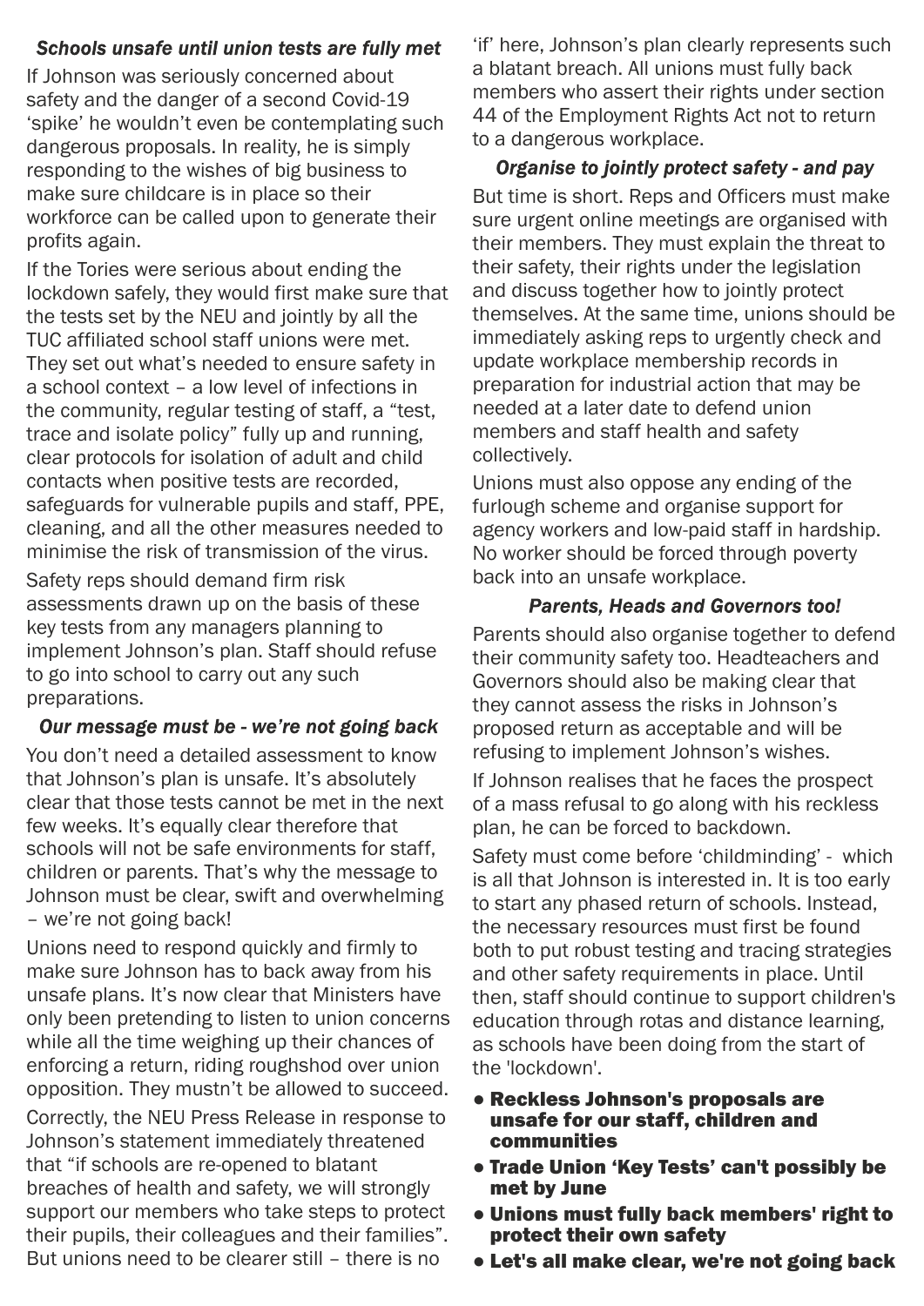### *Schools unsafe until union tests are fully met*

If Johnson was seriously concerned about safety and the danger of a second Covid-19 'spike' he wouldn't even be contemplating such dangerous proposals. In reality, he is simply responding to the wishes of big business to make sure childcare is in place so their workforce can be called upon to generate their profits again.

If the Tories were serious about ending the lockdown safely, they would first make sure that the tests set by the NEU and jointly by all the TUC affiliated school staff unions were met. They set out what's needed to ensure safety in a school context – a low level of infections in the community, regular testing of staff, a "test, trace and isolate policy" fully up and running, clear protocols for isolation of adult and child contacts when positive tests are recorded, safeguards for vulnerable pupils and staff, PPE, cleaning, and all the other measures needed to minimise the risk of transmission of the virus.

Safety reps should demand firm risk assessments drawn up on the basis of these key tests from any managers planning to implement Johnson's plan. Staff should refuse to go into school to carry out any such preparations.

### *Our message must be - we're not going back*

You don't need a detailed assessment to know that Johnson's plan is unsafe. It's absolutely clear that those tests cannot be met in the next few weeks. It's equally clear therefore that schools will not be safe environments for staff, children or parents. That's why the message to Johnson must be clear, swift and overwhelming – we're not going back!

Unions need to respond quickly and firmly to make sure Johnson has to back away from his unsafe plans. It's now clear that Ministers have only been pretending to listen to union concerns while all the time weighing up their chances of enforcing a return, riding roughshod over union opposition. They mustn't be allowed to succeed.

Correctly, the NEU Press Release in response to Johnson's statement immediately threatened that "if schools are re-opened to blatant breaches of health and safety, we will strongly support our members who take steps to protect their pupils, their colleagues and their families". But unions need to be clearer still – there is no 'if' here, Johnson's plan clearly represents such a blatant breach. All unions must fully back members who assert their rights under section 44 of the Employment Rights Act not to return to a dangerous workplace.

### *Organise to jointly protect safety - and pay*

But time is short. Reps and Officers must make sure urgent online meetings are organised with their members. They must explain the threat to their safety, their rights under the legislation and discuss together how to jointly protect themselves. At the same time, unions should be immediately asking reps to urgently check and update workplace membership records in preparation for industrial action that may be needed at a later date to defend union members and staff health and safety collectively.

Unions must also oppose any ending of the furlough scheme and organise support for agency workers and low-paid staff in hardship. No worker should be forced through poverty back into an unsafe workplace.

### *Parents, Heads and Governors too!*

Parents should also organise together to defend their community safety too. Headteachers and Governors should also be making clear that they cannot assess the risks in Johnson's proposed return as acceptable and will be refusing to implement Johnson's wishes.

If Johnson realises that he faces the prospect of a mass refusal to go along with his reckless plan, he can be forced to backdown.

Safety must come before 'childminding' - which is all that Johnson is interested in. It is too early to start any phased return of schools. Instead, the necessary resources must first be found both to put robust testing and tracing strategies and other safety requirements in place. Until then, staff should continue to support children's education through rotas and distance learning, as schools have been doing from the start of the 'lockdown'.

- **Reckless Johnson's proposals are unsafe for our staff, children and communities**
- **Trade Union 'Key Tests' can't possibly be met by June**
- **Unions must fully back members' right to protect their own safety**
- **Let's all make clear, we're not going back**